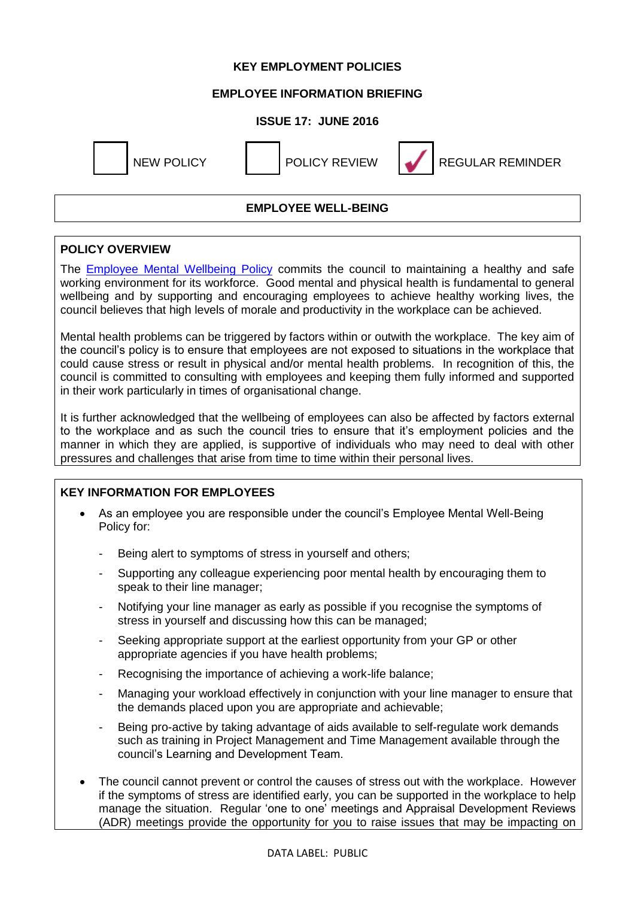**KEY EMPLOYMENT POLICIES**

**EMPLOYEE INFORMATION BRIEFING**

**ISSUE 17: JUNE 2016**

☐ NEW POLICY ☐ POLICY REVIEW ☑ REGULAR REMINDER

## EMPLOYEE WELL-BEING

### POLICY OVERVIEW

The Employee Mental Wellbeing Policy commits the council to maintaining a healthy and safe working environment for its workforce. Good mental and physical health is fundamental to general wellbeing and by supporting and encouraging employees to achieve healthy working lives, the council believes that high levels of morale and productivity in the workplace can be achieved.

Mental health problems can be triggered by factors within or outwith the workplace. The key aim of the council's policy is to ensure that employees are not exposed to situations in the workplace that could cause stress or result in physical and/or mental health problems. In recognition of this, the council is committed to consulting with employees and keeping them fully informed and supported in their work particularly in times of organisational change.

It is further acknowledged that the wellbeing of employees can also be affected by factors external to the workplace and as such the council tries to ensure that it's employment policies and the manner in which they are applied, is supportive of individuals who may need to deal with other pressures and challenges that arise from time to time within their personal lives.

### KEY INFORMATION FOR EMPLOYEES

- As an employee you are responsible under the council's Employee Mental Well-Being Policy for:
  - Being alert to symptoms of stress in yourself and others;
  - Supporting any colleague experiencing poor mental health by encouraging them to speak to their line manager;
  - Notifying your line manager as early as possible if you recognise the symptoms of stress in yourself and discussing how this can be managed;
  - Seeking appropriate support at the earliest opportunity from your GP or other appropriate agencies if you have health problems;
  - Recognising the importance of achieving a work-life balance;
  - Managing your workload effectively in conjunction with your line manager to ensure that the demands placed upon you are appropriate and achievable;
  - Being pro-active by taking advantage of aids available to self-regulate work demands such as training in Project Management and Time Management available through the council's Learning and Development Team.
- The council cannot prevent or control the causes of stress out with the workplace. However if the symptoms of stress are identified early, you can be supported in the workplace to help manage the situation. Regular 'one to one' meetings and Appraisal Development Reviews (ADR) meetings provide the opportunity for you to raise issues that may be impacting on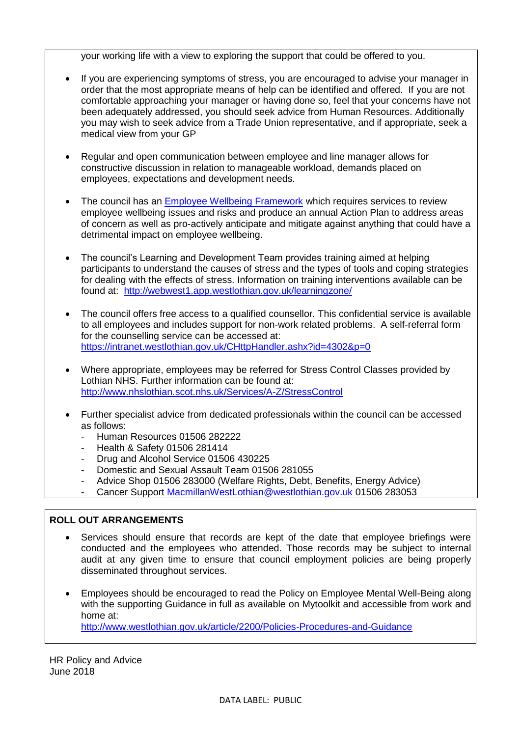your working life with a view to exploring the support that could be offered to you.

- If you are experiencing symptoms of stress, you are encouraged to advise your manager in order that the most appropriate means of help can be identified and offered. If you are not comfortable approaching your manager or having done so, feel that your concerns have not been adequately addressed, you should seek advice from Human Resources. Additionally you may wish to seek advice from a Trade Union representative, and if appropriate, seek a medical view from your GP

- Regular and open communication between employee and line manager allows for constructive discussion in relation to manageable workload, demands placed on employees, expectations and development needs.

- The council has an Employee Wellbeing Framework which requires services to review employee wellbeing issues and risks and produce an annual Action Plan to address areas of concern as well as pro-actively anticipate and mitigate against anything that could have a detrimental impact on employee wellbeing.

- The council's Learning and Development Team provides training aimed at helping participants to understand the causes of stress and the types of tools and coping strategies for dealing with the effects of stress. Information on training interventions available can be found at: http://webwest1.app.westlothian.gov.uk/learningzone/

- The council offers free access to a qualified counsellor. This confidential service is available to all employees and includes support for non-work related problems. A self-referral form for the counselling service can be accessed at: https://intranet.westlothian.gov.uk/CHttpHandler.ashx?id=4302&p=0

- Where appropriate, employees may be referred for Stress Control Classes provided by Lothian NHS. Further information can be found at: http://www.nhslothian.scot.nhs.uk/Services/A-Z/StressControl

- Further specialist advice from dedicated professionals within the council can be accessed as follows:
  - Human Resources 01506 282222
  - Health & Safety 01506 281414
  - Drug and Alcohol Service 01506 430225
  - Domestic and Sexual Assault Team 01506 281055
  - Advice Shop 01506 283000 (Welfare Rights, Debt, Benefits, Energy Advice)
  - Cancer Support MacmillanWestLothian@westlothian.gov.uk 01506 283053

**ROLL OUT ARRANGEMENTS**

- Services should ensure that records are kept of the date that employee briefings were conducted and the employees who attended. Those records may be subject to internal audit at any given time to ensure that council employment policies are being properly disseminated throughout services.

- Employees should be encouraged to read the Policy on Employee Mental Well-Being along with the supporting Guidance in full as available on Mytoolkit and accessible from work and home at: http://www.westlothian.gov.uk/article/2200/Policies-Procedures-and-Guidance

HR Policy and Advice
June 2018

DATA LABEL: PUBLIC